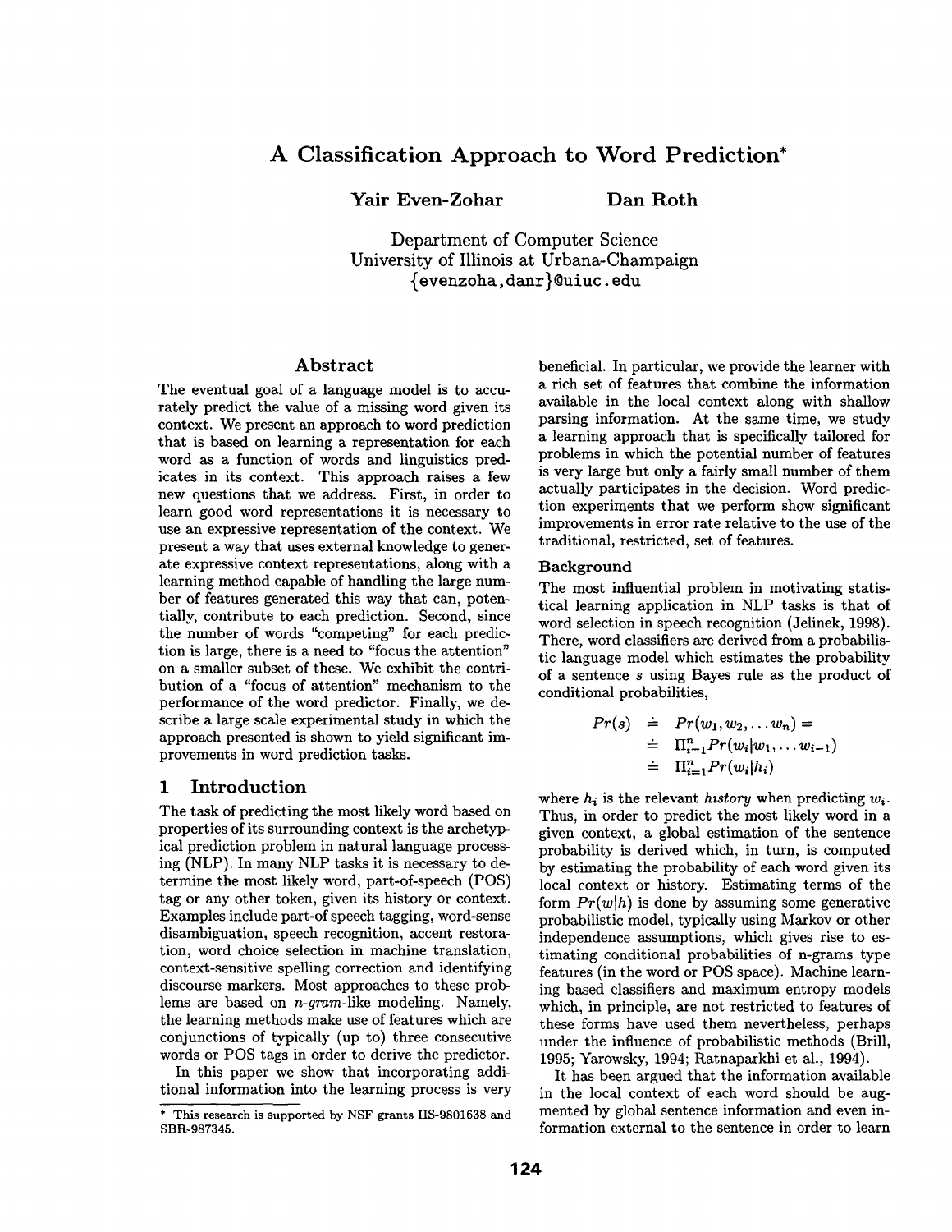# A Classification Approach to Word Prediction*

**Yair Even-Zohar** **Dan Roth**

Department of Computer Science
University of Illinois at Urbana-Champaign
{evenzoha,danr}@uiuc.edu

## Abstract

The eventual goal of a language model is to accurately predict the value of a missing word given its context. We present an approach to word prediction that is based on learning a representation for each word as a function of words and linguistics predicates in its context. This approach raises a few new questions that we address. First, in order to learn good word representations it is necessary to use an expressive representation of the context. We present a way that uses external knowledge to generate expressive context representations, along with a learning method capable of handling the large number of features generated this way that can, potentially, contribute to each prediction. Second, since the number of words "competing" for each prediction is large, there is a need to "focus the attention" on a smaller subset of these. We exhibit the contribution of a "focus of attention" mechanism to the performance of the word predictor. Finally, we describe a large scale experimental study in which the approach presented is shown to yield significant improvements in word prediction tasks.

## 1 Introduction

The task of predicting the most likely word based on properties of its surrounding context is the archetypical prediction problem in natural language processing (NLP). In many NLP tasks it is necessary to determine the most likely word, part-of-speech (POS) tag or any other token, given its history or context. Examples include part-of speech tagging, word-sense disambiguation, speech recognition, accent restoration, word choice selection in machine translation, context-sensitive spelling correction and identifying discourse markers. Most approaches to these problems are based on *n-gram*-like modeling. Namely, the learning methods make use of features which are conjunctions of typically (up to) three consecutive words or POS tags in order to derive the predictor.

In this paper we show that incorporating additional information into the learning process is very beneficial. In particular, we provide the learner with a rich set of features that combine the information available in the local context along with shallow parsing information. At the same time, we study a learning approach that is specifically tailored for problems in which the potential number of features is very large but only a fairly small number of them actually participates in the decision. Word prediction experiments that we perform show significant improvements in error rate relative to the use of the traditional, restricted, set of features.

**Background**

The most influential problem in motivating statistical learning application in NLP tasks is that of word selection in speech recognition (Jelinek, 1998). There, word classifiers are derived from a probabilistic language model which estimates the probability of a sentence $s$ using Bayes rule as the product of conditional probabilities,

$$
\begin{aligned}
Pr(s) &\doteq Pr(w_1, w_2, \ldots w_n) = \\
&\doteq \Pi_{i=1}^{n} Pr(w_i | w_1, \ldots w_{i-1}) \\
&\doteq \Pi_{i=1}^{n} Pr(w_i | h_i)
\end{aligned}
$$

where $h_i$ is the relevant *history* when predicting $w_i$. Thus, in order to predict the most likely word in a given context, a global estimation of the sentence probability is derived which, in turn, is computed by estimating the probability of each word given its local context or history. Estimating terms of the form $Pr(w|h)$ is done by assuming some generative probabilistic model, typically using Markov or other independence assumptions, which gives rise to estimating conditional probabilities of n-grams type features (in the word or POS space). Machine learning based classifiers and maximum entropy models which, in principle, are not restricted to features of these forms have used them nevertheless, perhaps under the influence of probabilistic methods (Brill, 1995; Yarowsky, 1994; Ratnaparkhi et al., 1994).

It has been argued that the information available in the local context of each word should be augmented by global sentence information and even information external to the sentence in order to learn

* This research is supported by NSF grants IIS-9801638 and SBR-987345.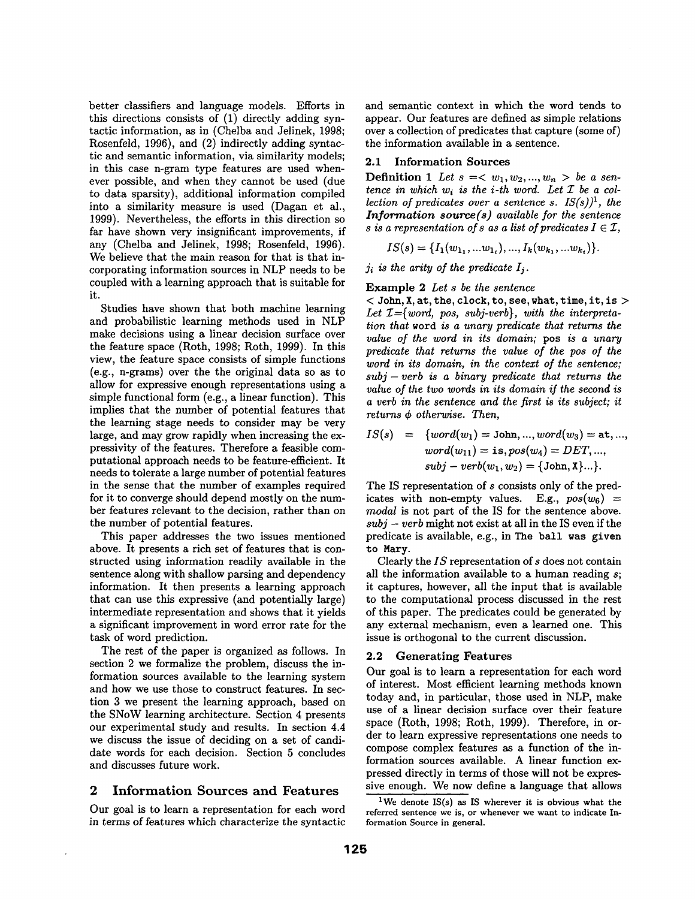better classifiers and language models. Efforts in this directions consists of (1) directly adding syntactic information, as in (Chelba and Jelinek, 1998; Rosenfeld, 1996), and (2) indirectly adding syntactic and semantic information, via similarity models; in this case n-gram type features are used whenever possible, and when they cannot be used (due to data sparsity), additional information compiled into a similarity measure is used (Dagan et al., 1999). Nevertheless, the efforts in this direction so far have shown very insignificant improvements, if any (Chelba and Jelinek, 1998; Rosenfeld, 1996). We believe that the main reason for that is that incorporating information sources in NLP needs to be coupled with a learning approach that is suitable for it.

Studies have shown that both machine learning and probabilistic learning methods used in NLP make decisions using a linear decision surface over the feature space (Roth, 1998; Roth, 1999). In this view, the feature space consists of simple functions (e.g., n-grams) over the the original data so as to allow for expressive enough representations using a simple functional form (e.g., a linear function). This implies that the number of potential features that the learning stage needs to consider may be very large, and may grow rapidly when increasing the expressivity of the features. Therefore a feasible computational approach needs to be feature-efficient. It needs to tolerate a large number of potential features in the sense that the number of examples required for it to converge should depend mostly on the number features relevant to the decision, rather than on the number of potential features.

This paper addresses the two issues mentioned above. It presents a rich set of features that is constructed using information readily available in the sentence along with shallow parsing and dependency information. It then presents a learning approach that can use this expressive (and potentially large) intermediate representation and shows that it yields a significant improvement in word error rate for the task of word prediction.

The rest of the paper is organized as follows. In section 2 we formalize the problem, discuss the information sources available to the learning system and how we use those to construct features. In section 3 we present the learning approach, based on the SNoW learning architecture. Section 4 presents our experimental study and results. In section 4.4 we discuss the issue of deciding on a set of candidate words for each decision. Section 5 concludes and discusses future work.

## 2 Information Sources and Features

Our goal is to learn a representation for each word in terms of features which characterize the syntactic and semantic context in which the word tends to appear. Our features are defined as simple relations over a collection of predicates that capture (some of) the information available in a sentence.

### 2.1 Information Sources

**Definition 1** *Let $s = < w_1, w_2, ..., w_n >$ be a sentence in which $w_i$ is the i-th word. Let $\mathcal{I}$ be a collection of predicates over a sentence s. IS(s))*[1]*, the* ***Information source(s)*** *available for the sentence s is a representation of s as a list of predicates $I \in \mathcal{I}$,*

$$IS(s) = \{I_1(w_{1_1}, ...w_{1_i}), ..., I_k(w_{k_1}, ...w_{k_i})\}.$$

*$j_i$ is the arity of the predicate $I_j$.*

**Example 2** *Let s be the sentence*
$<$ `John, X, at, the, clock, to, see, what, time, it, is` $>$
*Let $\mathcal{I}$={word, pos, subj-verb}, with the interpretation that* word *is a unary predicate that returns the value of the word in its domain;* pos *is a unary predicate that returns the value of the pos of the word in its domain, in the context of the sentence; $subj - verb$ is a binary predicate that returns the value of the two words in its domain if the second is a verb in the sentence and the first is its subject; it returns $\phi$ otherwise. Then,*

$$\begin{aligned} IS(s) = \; & \{word(w_1) = \texttt{John}, ..., word(w_3) = \texttt{at}, ..., \\ & word(w_{11}) = \texttt{is}, pos(w_4) = DET, ..., \\ & subj - verb(w_1, w_2) = \{\texttt{John}, \texttt{X}\}...\}. \end{aligned}$$

The IS representation of s consists only of the predicates with non-empty values. E.g., $pos(w_6) = modal$ is not part of the IS for the sentence above. $subj - verb$ might not exist at all in the IS even if the predicate is available, e.g., in `The ball was given to Mary`.

Clearly the $IS$ representation of $s$ does not contain all the information available to a human reading $s$; it captures, however, all the input that is available to the computational process discussed in the rest of this paper. The predicates could be generated by any external mechanism, even a learned one. This issue is orthogonal to the current discussion.

### 2.2 Generating Features

Our goal is to learn a representation for each word of interest. Most efficient learning methods known today and, in particular, those used in NLP, make use of a linear decision surface over their feature space (Roth, 1998; Roth, 1999). Therefore, in order to learn expressive representations one needs to compose complex features as a function of the information sources available. A linear function expressed directly in terms of those will not be expressive enough. We now define a language that allows

[1] We denote IS(s) as IS wherever it is obvious what the referred sentence we is, or whenever we want to indicate Information Source in general.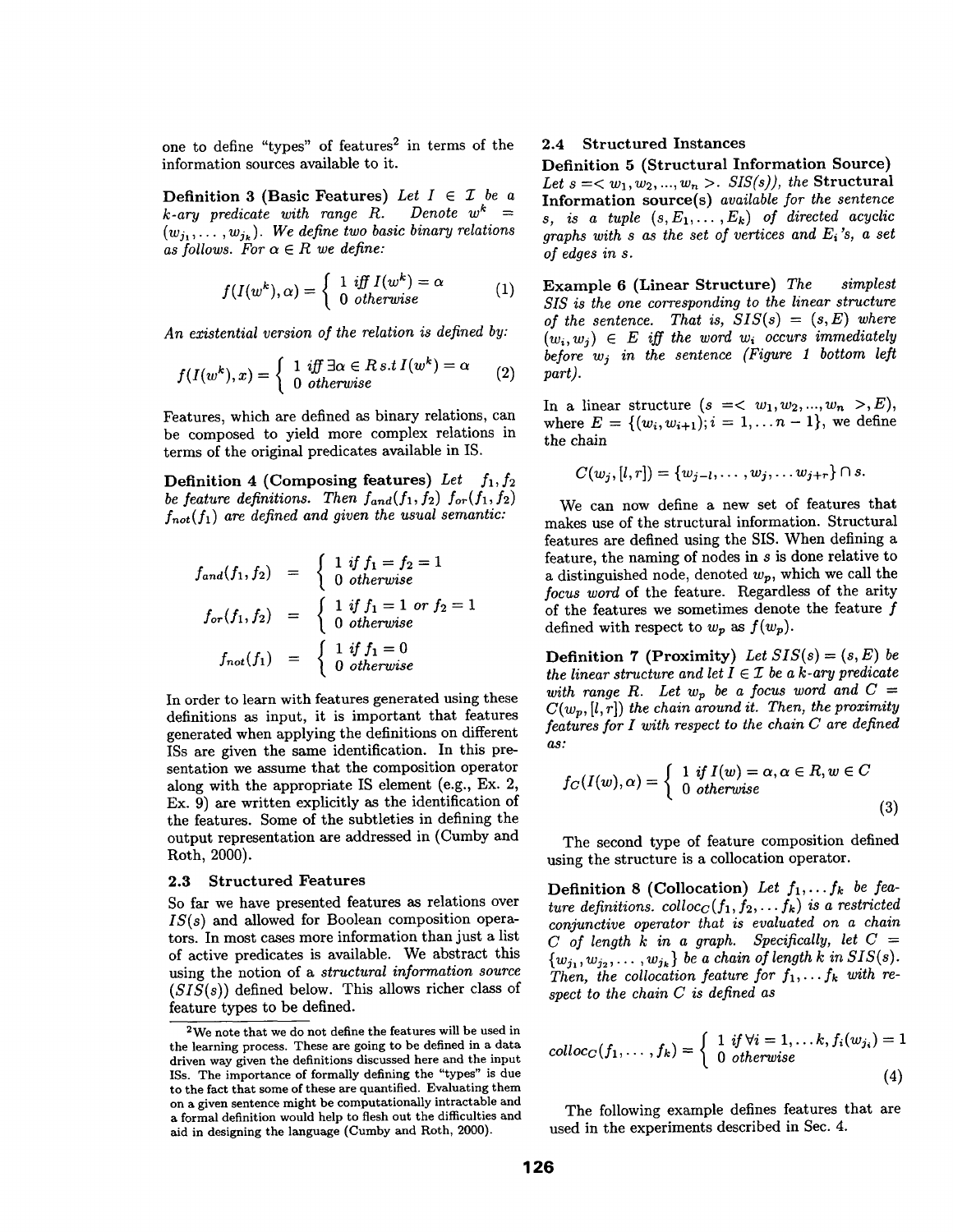one to define "types" of features[2] in terms of the information sources available to it.

**Definition 3 (Basic Features)** *Let $I \in \mathcal{I}$ be a k-ary predicate with range R. Denote $w^k = (w_{j_1}, \ldots, w_{j_k})$. We define two basic binary relations as follows. For $\alpha \in R$ we define:*

$$f(I(w^k), \alpha) = \begin{cases} 1 \text{ iff } I(w^k) = \alpha \\ 0 \text{ otherwise} \end{cases} \quad (1)$$

*An existential version of the relation is defined by:*

$$f(I(w^k), x) = \begin{cases} 1 \text{ iff } \exists \alpha \in R \text{ s.t } I(w^k) = \alpha \\ 0 \text{ otherwise} \end{cases} \quad (2)$$

Features, which are defined as binary relations, can be composed to yield more complex relations in terms of the original predicates available in IS.

**Definition 4 (Composing features)** *Let $f_1, f_2$ be feature definitions. Then $f_{and}(f_1, f_2)$ $f_{or}(f_1, f_2)$ $f_{not}(f_1)$ are defined and given the usual semantic:*

$$f_{and}(f_1, f_2) = \begin{cases} 1 \text{ if } f_1 = f_2 = 1 \\ 0 \text{ otherwise} \end{cases}$$

$$f_{or}(f_1, f_2) = \begin{cases} 1 \text{ if } f_1 = 1 \text{ or } f_2 = 1 \\ 0 \text{ otherwise} \end{cases}$$

$$f_{not}(f_1) = \begin{cases} 1 \text{ if } f_1 = 0 \\ 0 \text{ otherwise} \end{cases}$$

In order to learn with features generated using these definitions as input, it is important that features generated when applying the definitions on different ISs are given the same identification. In this presentation we assume that the composition operator along with the appropriate IS element (e.g., Ex. 2, Ex. 9) are written explicitly as the identification of the features. Some of the subtleties in defining the output representation are addressed in (Cumby and Roth, 2000).

### 2.3 Structured Features

So far we have presented features as relations over $IS(s)$ and allowed for Boolean composition operators. In most cases more information than just a list of active predicates is available. We abstract this using the notion of a *structural information source* ($SIS(s)$) defined below. This allows richer class of feature types to be defined.

[2] We note that we do not define the features will be used in the learning process. These are going to be defined in a data driven way given the definitions discussed here and the input ISs. The importance of formally defining the "types" is due to the fact that some of these are quantified. Evaluating them on a given sentence might be computationally intractable and a formal definition would help to flesh out the difficulties and aid in designing the language (Cumby and Roth, 2000).

### 2.4 Structured Instances

**Definition 5 (Structural Information Source)** *Let $s = < w_1, w_2, ..., w_n >$. $SIS(s)$), the* **Structural Information source(s)** *available for the sentence s, is a tuple $(s, E_1, \ldots, E_k)$ of directed acyclic graphs with s as the set of vertices and $E_i$'s, a set of edges in s.*

**Example 6 (Linear Structure)** *The simplest SIS is the one corresponding to the linear structure of the sentence. That is, $SIS(s) = (s, E)$ where $(w_i, w_j) \in E$ iff the word $w_i$ occurs immediately before $w_j$ in the sentence (Figure 1 bottom left part).*

In a linear structure ($s = < w_1, w_2, ..., w_n >, E$), where $E = \{(w_i, w_{i+1}); i = 1, \ldots n-1\}$, we define the chain

$$C(w_j, [l, r]) = \{w_{j-l}, \ldots, w_j, \ldots w_{j+r}\} \cap s.$$

We can now define a new set of features that makes use of the structural information. Structural features are defined using the SIS. When defining a feature, the naming of nodes in s is done relative to a distinguished node, denoted $w_p$, which we call the *focus word* of the feature. Regardless of the arity of the features we sometimes denote the feature f defined with respect to $w_p$ as $f(w_p)$.

**Definition 7 (Proximity)** *Let $SIS(s) = (s, E)$ be the linear structure and let $I \in \mathcal{I}$ be a k-ary predicate with range R. Let $w_p$ be a focus word and $C = C(w_p, [l, r])$ the chain around it. Then, the proximity features for I with respect to the chain C are defined as:*

$$f_C(I(w), \alpha) = \begin{cases} 1 \text{ if } I(w) = \alpha, \alpha \in R, w \in C \\ 0 \text{ otherwise} \end{cases} \quad (3)$$

The second type of feature composition defined using the structure is a collocation operator.

**Definition 8 (Collocation)** *Let $f_1, \ldots f_k$ be feature definitions. $colloc_C(f_1, f_2, \ldots f_k)$ is a restricted conjunctive operator that is evaluated on a chain C of length k in a graph. Specifically, let $C = \{w_{j_1}, w_{j_2}, \ldots, w_{j_k}\}$ be a chain of length k in $SIS(s)$. Then, the collocation feature for $f_1, \ldots f_k$ with respect to the chain C is defined as*

$$colloc_C(f_1, \ldots, f_k) = \begin{cases} 1 \text{ if } \forall i = 1, \ldots k, f_i(w_{j_i}) = 1 \\ 0 \text{ otherwise} \end{cases} \quad (4)$$

The following example defines features that are used in the experiments described in Sec. 4.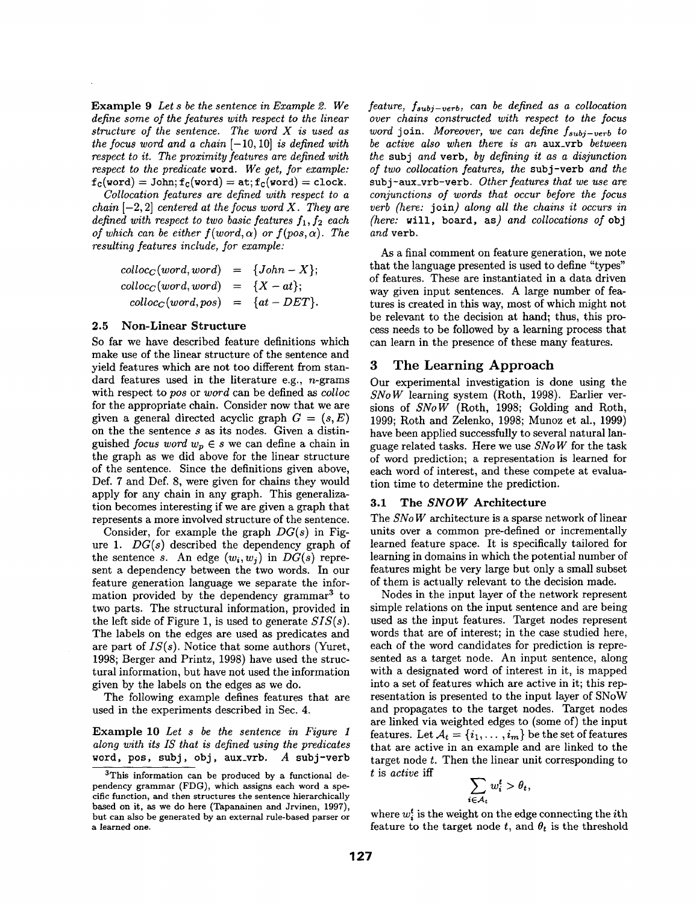**Example 9** *Let s be the sentence in Example 2. We define some of the features with respect to the linear structure of the sentence. The word X is used as the focus word and a chain* $[-10, 10]$ *is defined with respect to it. The proximity features are defined with respect to the predicate* word. *We get, for example:* $\mathtt{f_C(word)} = \mathtt{John}; \mathtt{f_C(word)} = \mathtt{at}; \mathtt{f_C(word)} = \mathtt{clock}$.

*Collocation features are defined with respect to a chain* $[-2, 2]$ *centered at the focus word X. They are defined with respect to two basic features* $f_1, f_2$ *each of which can be either* $f(word, \alpha)$ *or* $f(pos, \alpha)$. *The resulting features include, for example:*

$$
\begin{aligned}
colloc_C(word, word) &= \{John - X\};\\
colloc_C(word, word) &= \{X - at\};\\
colloc_C(word, pos) &= \{at - DET\}.
\end{aligned}
$$

### 2.5 Non-Linear Structure

So far we have described feature definitions which make use of the linear structure of the sentence and yield features which are not too different from standard features used in the literature e.g., $n$-grams with respect to *pos* or *word* can be defined as *colloc* for the appropriate chain. Consider now that we are given a general directed acyclic graph $G = (s, E)$ on the the sentence $s$ as its nodes. Given a distinguished *focus word* $w_p \in s$ we can define a chain in the graph as we did above for the linear structure of the sentence. Since the definitions given above, Def. 7 and Def. 8, were given for chains they would apply for any chain in any graph. This generalization becomes interesting if we are given a graph that represents a more involved structure of the sentence.

Consider, for example the graph $DG(s)$ in Figure 1. $DG(s)$ described the dependency graph of the sentence $s$. An edge $(w_i, w_j)$ in $DG(s)$ represent a dependency between the two words. In our feature generation language we separate the information provided by the dependency grammar[3] to two parts. The structural information, provided in the left side of Figure 1, is used to generate $SIS(s)$. The labels on the edges are used as predicates and are part of $IS(s)$. Notice that some authors (Yuret, 1998; Berger and Printz, 1998) have used the structural information, but have not used the information given by the labels on the edges as we do.

The following example defines features that are used in the experiments described in Sec. 4.

**Example 10** *Let s be the sentence in Figure 1 along with its IS that is defined using the predicates* word, pos, subj, obj, aux_vrb. *A* subj-verb *feature,* $f_{subj-verb}$, *can be defined as a collocation over chains constructed with respect to the focus word* join. *Moreover, we can define* $f_{subj-verb}$ *to be active also when there is an* aux_vrb *between the* subj *and* verb, *by defining it as a disjunction of two collocation features, the* subj-verb *and the* subj-aux_vrb-verb. *Other features that we use are conjunctions of words that occur before the focus verb (here:* join*) along all the chains it occurs in (here:* will, board, as*) and collocations of* obj *and* verb.

As a final comment on feature generation, we note that the language presented is used to define "types" of features. These are instantiated in a data driven way given input sentences. A large number of features is created in this way, most of which might not be relevant to the decision at hand; thus, this process needs to be followed by a learning process that can learn in the presence of these many features.

## 3 The Learning Approach

Our experimental investigation is done using the *SNoW* learning system (Roth, 1998). Earlier versions of *SNoW* (Roth, 1998; Golding and Roth, 1999; Roth and Zelenko, 1998; Munoz et al., 1999) have been applied successfully to several natural language related tasks. Here we use *SNoW* for the task of word prediction; a representation is learned for each word of interest, and these compete at evaluation time to determine the prediction.

### 3.1 The *SNOW* Architecture

The *SNoW* architecture is a sparse network of linear units over a common pre-defined or incrementally learned feature space. It is specifically tailored for learning in domains in which the potential number of features might be very large but only a small subset of them is actually relevant to the decision made.

Nodes in the input layer of the network represent simple relations on the input sentence and are being used as the input features. Target nodes represent words that are of interest; in the case studied here, each of the word candidates for prediction is represented as a target node. An input sentence, along with a designated word of interest in it, is mapped into a set of features which are active in it; this representation is presented to the input layer of SNoW and propagates to the target nodes. Target nodes are linked via weighted edges to (some of) the input features. Let $\mathcal{A}_t = \{i_1, \dots, i_m\}$ be the set of features that are active in an example and are linked to the target node $t$. Then the linear unit corresponding to $t$ is *active* iff

$$\sum_{i \in \mathcal{A}_t} w_i^t > \theta_t,$$

where $w_i^t$ is the weight on the edge connecting the $i$th feature to the target node $t$, and $\theta_t$ is the threshold

[3] This information can be produced by a functional dependency grammar (FDG), which assigns each word a specific function, and then structures the sentence hierarchically based on it, as we do here (Tapanainen and Jrvinen, 1997), but can also be generated by an external rule-based parser or a learned one.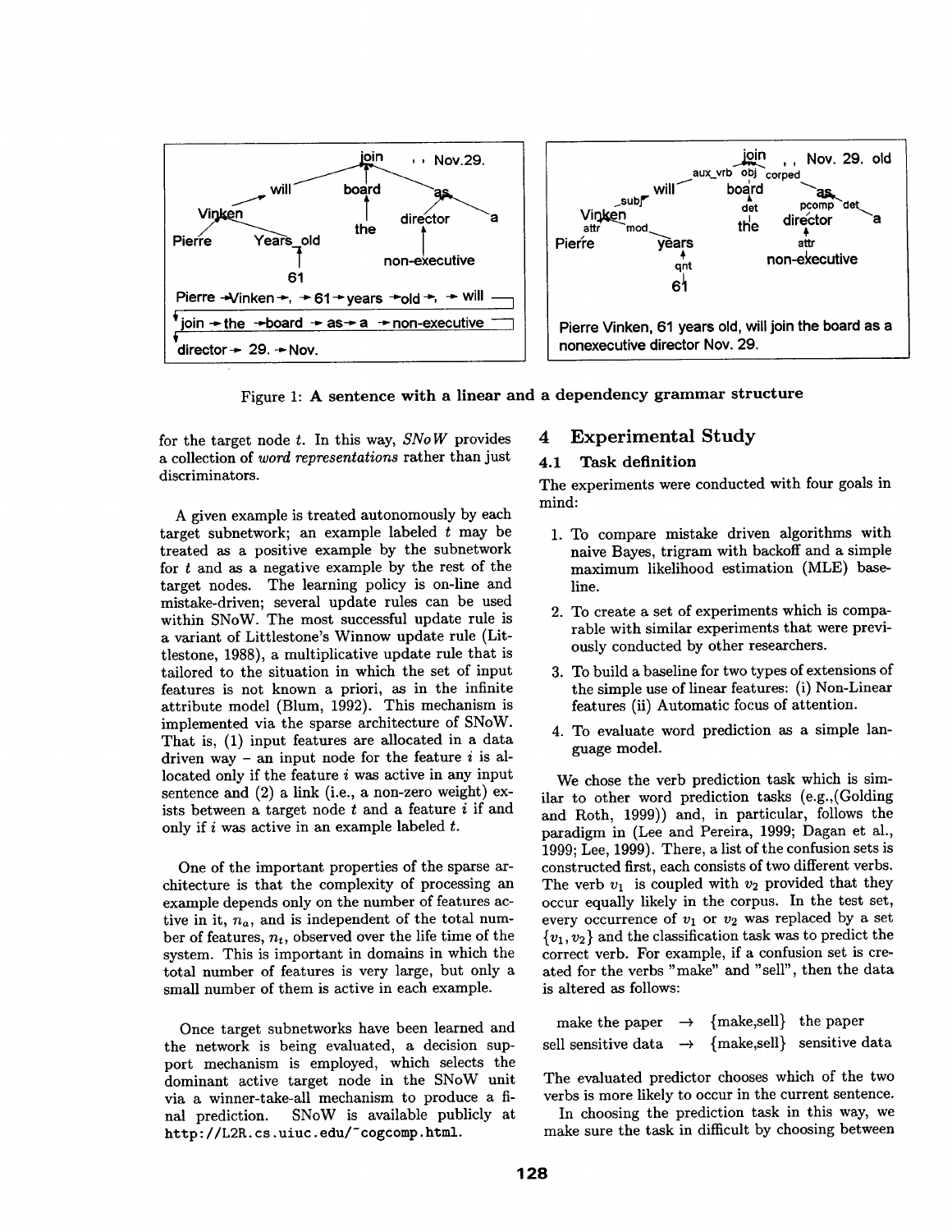Figure 1: **A sentence with a linear and a dependency grammar structure**

for the target node $t$. In this way, *SNoW* provides a collection of *word representations* rather than just discriminators.

A given example is treated autonomously by each target subnetwork; an example labeled $t$ may be treated as a positive example by the subnetwork for $t$ and as a negative example by the rest of the target nodes. The learning policy is on-line and mistake-driven; several update rules can be used within SNoW. The most successful update rule is a variant of Littlestone's Winnow update rule (Littlestone, 1988), a multiplicative update rule that is tailored to the situation in which the set of input features is not known a priori, as in the infinite attribute model (Blum, 1992). This mechanism is implemented via the sparse architecture of SNoW. That is, (1) input features are allocated in a data driven way – an input node for the feature $i$ is allocated only if the feature $i$ was active in any input sentence and (2) a link (i.e., a non-zero weight) exists between a target node $t$ and a feature $i$ if and only if $i$ was active in an example labeled $t$.

One of the important properties of the sparse architecture is that the complexity of processing an example depends only on the number of features active in it, $n_a$, and is independent of the total number of features, $n_t$, observed over the life time of the system. This is important in domains in which the total number of features is very large, but only a small number of them is active in each example.

Once target subnetworks have been learned and the network is being evaluated, a decision support mechanism is employed, which selects the dominant active target node in the SNoW unit via a winner-take-all mechanism to produce a final prediction. SNoW is available publicly at `http://L2R.cs.uiuc.edu/~cogcomp.html`.

## 4 Experimental Study

### 4.1 Task definition

The experiments were conducted with four goals in mind:

1. To compare mistake driven algorithms with naive Bayes, trigram with backoff and a simple maximum likelihood estimation (MLE) baseline.
2. To create a set of experiments which is comparable with similar experiments that were previously conducted by other researchers.
3. To build a baseline for two types of extensions of the simple use of linear features: (i) Non-Linear features (ii) Automatic focus of attention.
4. To evaluate word prediction as a simple language model.

We chose the verb prediction task which is similar to other word prediction tasks (e.g.,(Golding and Roth, 1999)) and, in particular, follows the paradigm in (Lee and Pereira, 1999; Dagan et al., 1999; Lee, 1999). There, a list of the confusion sets is constructed first, each consists of two different verbs. The verb $v_1$ is coupled with $v_2$ provided that they occur equally likely in the corpus. In the test set, every occurrence of $v_1$ or $v_2$ was replaced by a set $\{v_1, v_2\}$ and the classification task was to predict the correct verb. For example, if a confusion set is created for the verbs "make" and "sell", then the data is altered as follows:

| | | |
|---|---|---|
| make the paper | $\rightarrow$ | {make,sell} the paper |
| sell sensitive data | $\rightarrow$ | {make,sell} sensitive data |

The evaluated predictor chooses which of the two verbs is more likely to occur in the current sentence.

In choosing the prediction task in this way, we make sure the task in difficult by choosing between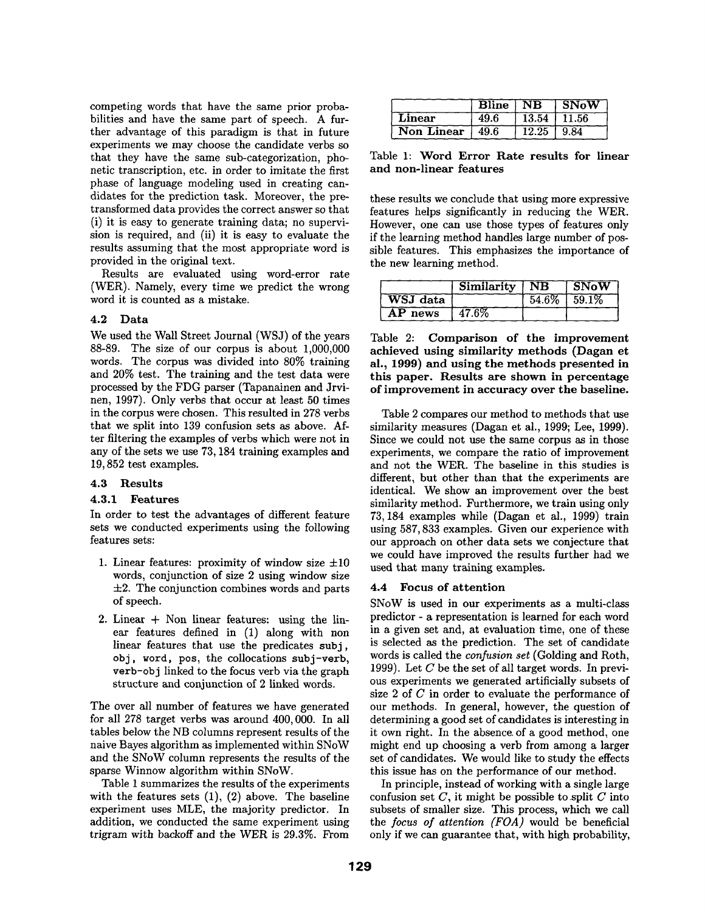competing words that have the same prior probabilities and have the same part of speech. A further advantage of this paradigm is that in future experiments we may choose the candidate verbs so that they have the same sub-categorization, phonetic transcription, etc. in order to imitate the first phase of language modeling used in creating candidates for the prediction task. Moreover, the pre-transformed data provides the correct answer so that (i) it is easy to generate training data; no supervision is required, and (ii) it is easy to evaluate the results assuming that the most appropriate word is provided in the original text.

Results are evaluated using word-error rate (WER). Namely, every time we predict the wrong word it is counted as a mistake.

### 4.2 Data

We used the Wall Street Journal (WSJ) of the years 88-89. The size of our corpus is about 1,000,000 words. The corpus was divided into 80% training and 20% test. The training and the test data were processed by the FDG parser (Tapanainen and Jrvinen, 1997). Only verbs that occur at least 50 times in the corpus were chosen. This resulted in 278 verbs that we split into 139 confusion sets as above. After filtering the examples of verbs which were not in any of the sets we use 73,184 training examples and 19,852 test examples.

### 4.3 Results

#### 4.3.1 Features

In order to test the advantages of different feature sets we conducted experiments using the following features sets:

1. Linear features: proximity of window size $\pm 10$ words, conjunction of size 2 using window size $\pm 2$. The conjunction combines words and parts of speech.
2. Linear + Non linear features: using the linear features defined in (1) along with non linear features that use the predicates `subj`, `obj`, `word`, `pos`, the collocations `subj-verb`, `verb-obj` linked to the focus verb via the graph structure and conjunction of 2 linked words.

The over all number of features we have generated for all 278 target verbs was around 400,000. In all tables below the NB columns represent results of the naive Bayes algorithm as implemented within SNoW and the SNoW column represents the results of the sparse Winnow algorithm within SNoW.

Table 1 summarizes the results of the experiments with the features sets (1), (2) above. The baseline experiment uses MLE, the majority predictor. In addition, we conducted the same experiment using trigram with backoff and the WER is 29.3%. From these results we conclude that using more expressive features helps significantly in reducing the WER. However, one can use those types of features only if the learning method handles large number of possible features. This emphasizes the importance of the new learning method.

| | Bline | NB | SNoW |
|---|---|---|---|
| Linear | 49.6 | 13.54 | 11.56 |
| Non Linear | 49.6 | 12.25 | 9.84 |

Table 1: **Word Error Rate results for linear and non-linear features**

| | Similarity | NB | SNoW |
|---|---|---|---|
| WSJ data | | 54.6% | 59.1% |
| AP news | 47.6% | | |

Table 2: **Comparison of the improvement achieved using similarity methods (Dagan et al., 1999) and using the methods presented in this paper. Results are shown in percentage of improvement in accuracy over the baseline.**

Table 2 compares our method to methods that use similarity measures (Dagan et al., 1999; Lee, 1999). Since we could not use the same corpus as in those experiments, we compare the ratio of improvement and not the WER. The baseline in this studies is different, but other than that the experiments are identical. We show an improvement over the best similarity method. Furthermore, we train using only 73,184 examples while (Dagan et al., 1999) train using 587,833 examples. Given our experience with our approach on other data sets we conjecture that we could have improved the results further had we used that many training examples.

### 4.4 Focus of attention

SNoW is used in our experiments as a multi-class predictor - a representation is learned for each word in a given set and, at evaluation time, one of these is selected as the prediction. The set of candidate words is called the *confusion set* (Golding and Roth, 1999). Let $C$ be the set of all target words. In previous experiments we generated artificially subsets of size 2 of $C$ in order to evaluate the performance of our methods. In general, however, the question of determining a good set of candidates is interesting in it own right. In the absence of a good method, one might end up choosing a verb from among a larger set of candidates. We would like to study the effects this issue has on the performance of our method.

In principle, instead of working with a single large confusion set $C$, it might be possible to split $C$ into subsets of smaller size. This process, which we call the *focus of attention (FOA)* would be beneficial only if we can guarantee that, with high probability,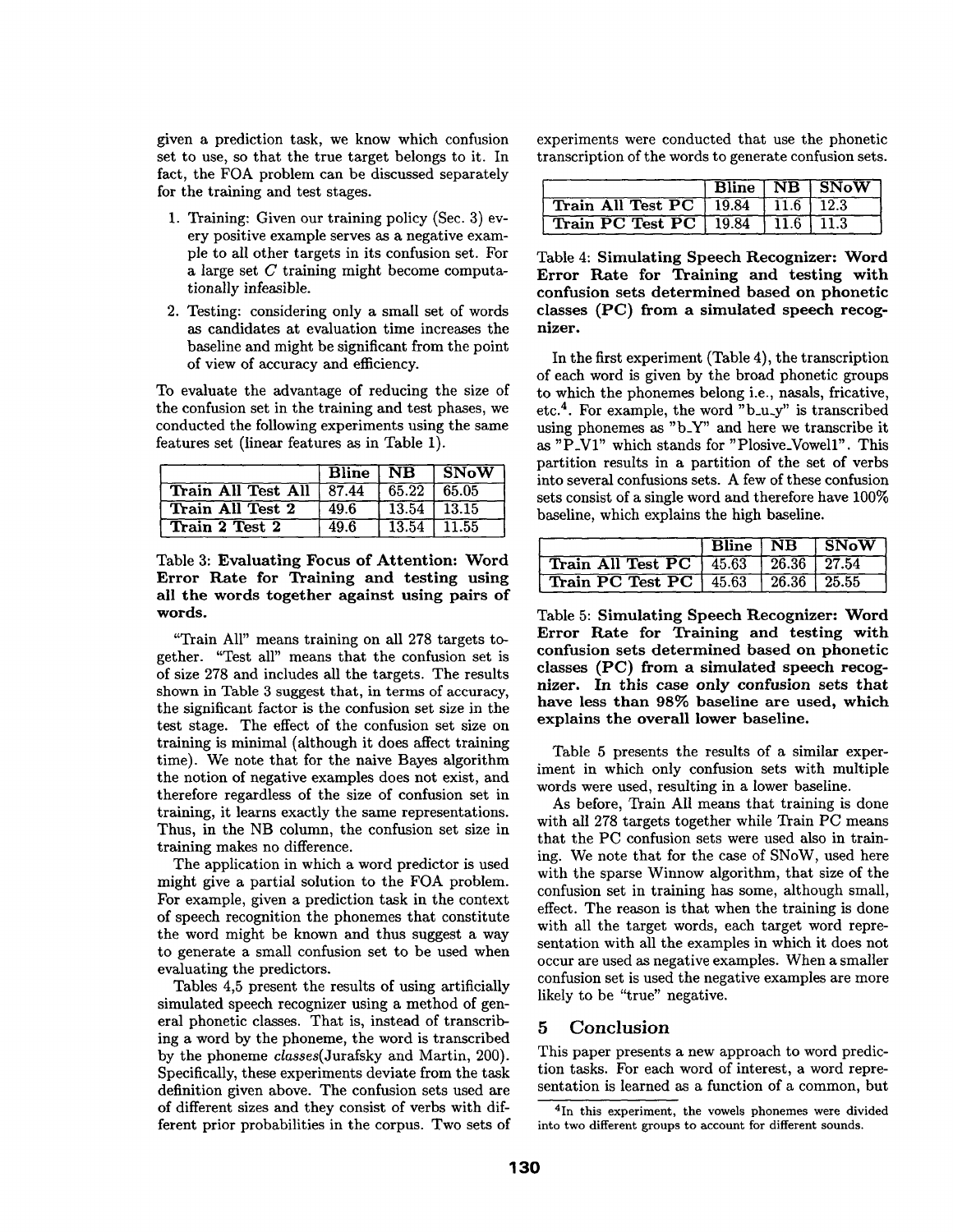given a prediction task, we know which confusion set to use, so that the true target belongs to it. In fact, the FOA problem can be discussed separately for the training and test stages.

1. Training: Given our training policy (Sec. 3) every positive example serves as a negative example to all other targets in its confusion set. For a large set $C$ training might become computationally infeasible.
2. Testing: considering only a small set of words as candidates at evaluation time increases the baseline and might be significant from the point of view of accuracy and efficiency.

To evaluate the advantage of reducing the size of the confusion set in the training and test phases, we conducted the following experiments using the same features set (linear features as in Table 1).

| | Bline | NB | SNoW |
|---|---|---|---|
| Train All Test All | 87.44 | 65.22 | 65.05 |
| Train All Test 2 | 49.6 | 13.54 | 13.15 |
| Train 2 Test 2 | 49.6 | 13.54 | 11.55 |

Table 3: **Evaluating Focus of Attention: Word Error Rate for Training and testing using all the words together against using pairs of words.**

"Train All" means training on all 278 targets together. "Test all" means that the confusion set is of size 278 and includes all the targets. The results shown in Table 3 suggest that, in terms of accuracy, the significant factor is the confusion set size in the test stage. The effect of the confusion set size on training is minimal (although it does affect training time). We note that for the naive Bayes algorithm the notion of negative examples does not exist, and therefore regardless of the size of confusion set in training, it learns exactly the same representations. Thus, in the NB column, the confusion set size in training makes no difference.

The application in which a word predictor is used might give a partial solution to the FOA problem. For example, given a prediction task in the context of speech recognition the phonemes that constitute the word might be known and thus suggest a way to generate a small confusion set to be used when evaluating the predictors.

Tables 4,5 present the results of using artificially simulated speech recognizer using a method of general phonetic classes. That is, instead of transcribing a word by the phoneme, the word is transcribed by the phoneme *classes*(Jurafsky and Martin, 200). Specifically, these experiments deviate from the task definition given above. The confusion sets used are of different sizes and they consist of verbs with different prior probabilities in the corpus. Two sets of experiments were conducted that use the phonetic transcription of the words to generate confusion sets.

| | Bline | NB | SNoW |
|---|---|---|---|
| Train All Test PC | 19.84 | 11.6 | 12.3 |
| Train PC Test PC | 19.84 | 11.6 | 11.3 |

Table 4: **Simulating Speech Recognizer: Word Error Rate for Training and testing with confusion sets determined based on phonetic classes (PC) from a simulated speech recognizer.**

In the first experiment (Table 4), the transcription of each word is given by the broad phonetic groups to which the phonemes belong i.e., nasals, fricative, etc.[4]. For example, the word "b_u_y" is transcribed using phonemes as "b_Y" and here we transcribe it as "P_V1" which stands for "Plosive_Vowel1". This partition results in a partition of the set of verbs into several confusions sets. A few of these confusion sets consist of a single word and therefore have 100% baseline, which explains the high baseline.

| | Bline | NB | SNoW |
|---|---|---|---|
| Train All Test PC | 45.63 | 26.36 | 27.54 |
| Train PC Test PC | 45.63 | 26.36 | 25.55 |

Table 5: **Simulating Speech Recognizer: Word Error Rate for Training and testing with confusion sets determined based on phonetic classes (PC) from a simulated speech recognizer. In this case only confusion sets that have less than 98% baseline are used, which explains the overall lower baseline.**

Table 5 presents the results of a similar experiment in which only confusion sets with multiple words were used, resulting in a lower baseline.

As before, Train All means that training is done with all 278 targets together while Train PC means that the PC confusion sets were used also in training. We note that for the case of SNoW, used here with the sparse Winnow algorithm, that size of the confusion set in training has some, although small, effect. The reason is that when the training is done with all the target words, each target word representation with all the examples in which it does not occur are used as negative examples. When a smaller confusion set is used the negative examples are more likely to be "true" negative.

## 5 Conclusion

This paper presents a new approach to word prediction tasks. For each word of interest, a word representation is learned as a function of a common, but

[4] In this experiment, the vowels phonemes were divided into two different groups to account for different sounds.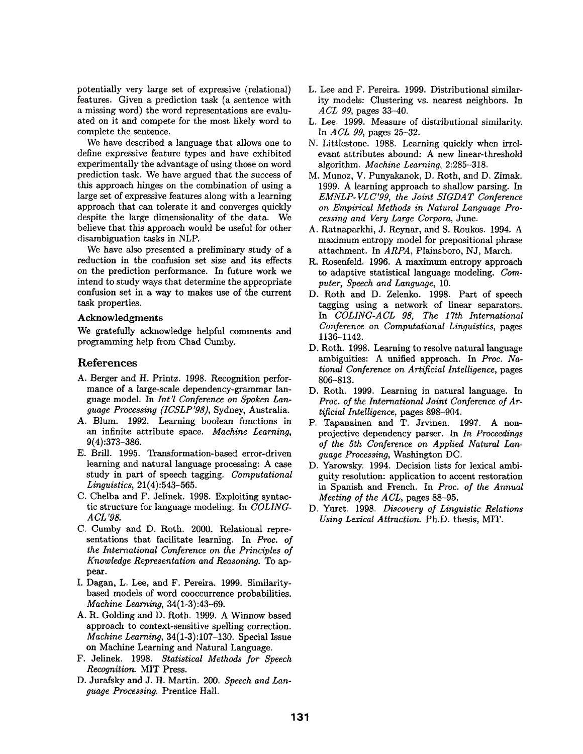potentially very large set of expressive (relational) features. Given a prediction task (a sentence with a missing word) the word representations are evaluated on it and compete for the most likely word to complete the sentence.

We have described a language that allows one to define expressive feature types and have exhibited experimentally the advantage of using those on word prediction task. We have argued that the success of this approach hinges on the combination of using a large set of expressive features along with a learning approach that can tolerate it and converges quickly despite the large dimensionality of the data. We believe that this approach would be useful for other disambiguation tasks in NLP.

We have also presented a preliminary study of a reduction in the confusion set size and its effects on the prediction performance. In future work we intend to study ways that determine the appropriate confusion set in a way to makes use of the current task properties.

### Acknowledgments

We gratefully acknowledge helpful comments and programming help from Chad Cumby.

## References

A. Berger and H. Printz. 1998. Recognition performance of a large-scale dependency-grammar language model. In *Int'l Conference on Spoken Language Processing (ICSLP'98)*, Sydney, Australia.

A. Blum. 1992. Learning boolean functions in an infinite attribute space. *Machine Learning*, 9(4):373–386.

E. Brill. 1995. Transformation-based error-driven learning and natural language processing: A case study in part of speech tagging. *Computational Linguistics*, 21(4):543–565.

C. Chelba and F. Jelinek. 1998. Exploiting syntactic structure for language modeling. In *COLING-ACL'98*.

C. Cumby and D. Roth. 2000. Relational representations that facilitate learning. In *Proc. of the International Conference on the Principles of Knowledge Representation and Reasoning*. To appear.

I. Dagan, L. Lee, and F. Pereira. 1999. Similarity-based models of word cooccurrence probabilities. *Machine Learning*, 34(1-3):43–69.

A. R. Golding and D. Roth. 1999. A Winnow based approach to context-sensitive spelling correction. *Machine Learning*, 34(1-3):107–130. Special Issue on Machine Learning and Natural Language.

F. Jelinek. 1998. *Statistical Methods for Speech Recognition*. MIT Press.

D. Jurafsky and J. H. Martin. 200. *Speech and Language Processing*. Prentice Hall.

L. Lee and F. Pereira. 1999. Distributional similarity models: Clustering vs. nearest neighbors. In *ACL 99*, pages 33–40.

L. Lee. 1999. Measure of distributional similarity. In *ACL 99*, pages 25–32.

N. Littlestone. 1988. Learning quickly when irrelevant attributes abound: A new linear-threshold algorithm. *Machine Learning*, 2:285–318.

M. Munoz, V. Punyakanok, D. Roth, and D. Zimak. 1999. A learning approach to shallow parsing. In *EMNLP-VLC'99, the Joint SIGDAT Conference on Empirical Methods in Natural Language Processing and Very Large Corpora*, June.

A. Ratnaparkhi, J. Reynar, and S. Roukos. 1994. A maximum entropy model for prepositional phrase attachment. In *ARPA*, Plainsboro, NJ, March.

R. Rosenfeld. 1996. A maximum entropy approach to adaptive statistical language modeling. *Computer, Speech and Language*, 10.

D. Roth and D. Zelenko. 1998. Part of speech tagging using a network of linear separators. In *COLING-ACL 98, The 17th International Conference on Computational Linguistics*, pages 1136–1142.

D. Roth. 1998. Learning to resolve natural language ambiguities: A unified approach. In *Proc. National Conference on Artificial Intelligence*, pages 806–813.

D. Roth. 1999. Learning in natural language. In *Proc. of the International Joint Conference of Artificial Intelligence*, pages 898–904.

P. Tapanainen and T. Jrvinen. 1997. A non-projective dependency parser. In *In Proceedings of the 5th Conference on Applied Natural Language Processing*, Washington DC.

D. Yarowsky. 1994. Decision lists for lexical ambiguity resolution: application to accent restoration in Spanish and French. In *Proc. of the Annual Meeting of the ACL*, pages 88–95.

D. Yuret. 1998. *Discovery of Linguistic Relations Using Lexical Attraction*. Ph.D. thesis, MIT.